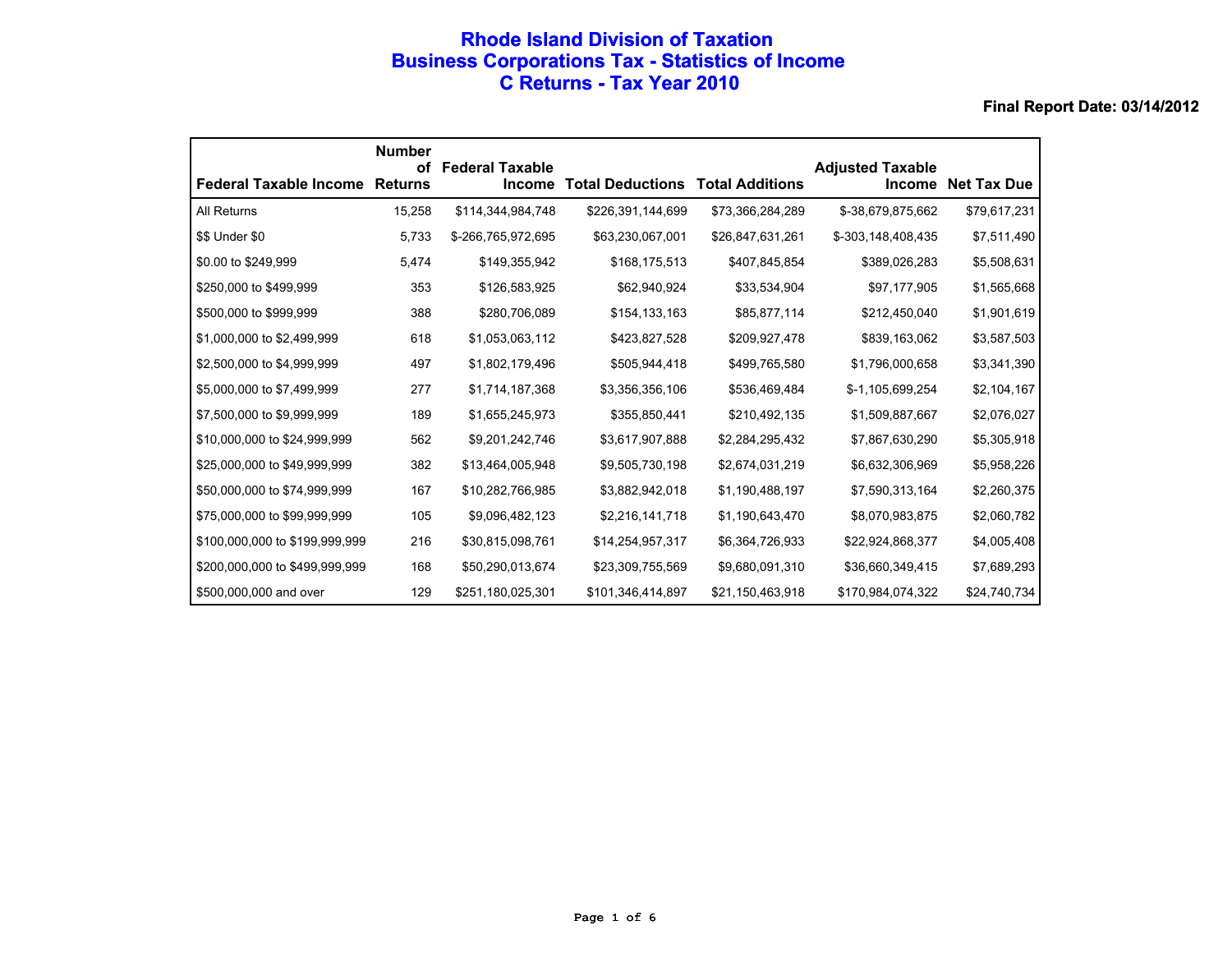# Rhode Island Division of Taxation
# Business Corporations Tax - Statistics of Income
# C Returns - Tax Year 2010

**Final Report Date: 03/14/2012**

| Federal Taxable Income | Number of Returns | Federal Taxable Income | Total Deductions | Total Additions | Adjusted Taxable Income | Net Tax Due |
|---|---|---|---|---|---|---|
| All Returns | 15,258 | $114,344,984,748 | $226,391,144,699 | $73,366,284,289 | $-38,679,875,662 | $79,617,231 |
| $$ Under $0 | 5,733 | $-266,765,972,695 | $63,230,067,001 | $26,847,631,261 | $-303,148,408,435 | $7,511,490 |
| $0.00 to $249,999 | 5,474 | $149,355,942 | $168,175,513 | $407,845,854 | $389,026,283 | $5,508,631 |
| $250,000 to $499,999 | 353 | $126,583,925 | $62,940,924 | $33,534,904 | $97,177,905 | $1,565,668 |
| $500,000 to $999,999 | 388 | $280,706,089 | $154,133,163 | $85,877,114 | $212,450,040 | $1,901,619 |
| $1,000,000 to $2,499,999 | 618 | $1,053,063,112 | $423,827,528 | $209,927,478 | $839,163,062 | $3,587,503 |
| $2,500,000 to $4,999,999 | 497 | $1,802,179,496 | $505,944,418 | $499,765,580 | $1,796,000,658 | $3,341,390 |
| $5,000,000 to $7,499,999 | 277 | $1,714,187,368 | $3,356,356,106 | $536,469,484 | $-1,105,699,254 | $2,104,167 |
| $7,500,000 to $9,999,999 | 189 | $1,655,245,973 | $355,850,441 | $210,492,135 | $1,509,887,667 | $2,076,027 |
| $10,000,000 to $24,999,999 | 562 | $9,201,242,746 | $3,617,907,888 | $2,284,295,432 | $7,867,630,290 | $5,305,918 |
| $25,000,000 to $49,999,999 | 382 | $13,464,005,948 | $9,505,730,198 | $2,674,031,219 | $6,632,306,969 | $5,958,226 |
| $50,000,000 to $74,999,999 | 167 | $10,282,766,985 | $3,882,942,018 | $1,190,488,197 | $7,590,313,164 | $2,260,375 |
| $75,000,000 to $99,999,999 | 105 | $9,096,482,123 | $2,216,141,718 | $1,190,643,470 | $8,070,983,875 | $2,060,782 |
| $100,000,000 to $199,999,999 | 216 | $30,815,098,761 | $14,254,957,317 | $6,364,726,933 | $22,924,868,377 | $4,005,408 |
| $200,000,000 to $499,999,999 | 168 | $50,290,013,674 | $23,309,755,569 | $9,680,091,310 | $36,660,349,415 | $7,689,293 |
| $500,000,000 and over | 129 | $251,180,025,301 | $101,346,414,897 | $21,150,463,918 | $170,984,074,322 | $24,740,734 |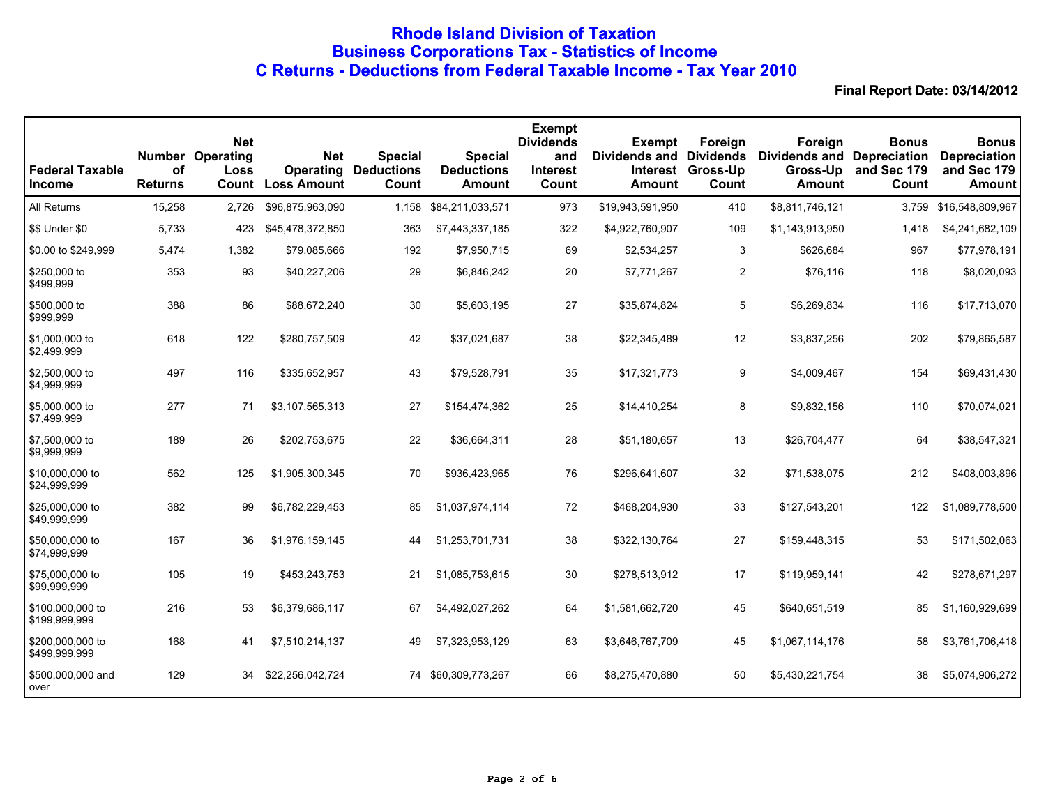# Rhode Island Division of Taxation
## Business Corporations Tax - Statistics of Income
## C Returns - Deductions from Federal Taxable Income - Tax Year 2010

**Final Report Date: 03/14/2012**

| Federal Taxable Income | Number of Returns | Net Operating Loss Count | Net Operating Loss Amount | Special Deductions Count | Special Deductions Amount | Exempt Dividends and Interest Count | Exempt Dividends and Interest Amount | Foreign Dividends Gross-Up Count | Foreign Dividends and Gross-Up Amount | Bonus Depreciation and Sec 179 Count | Bonus Depreciation and Sec 179 Amount |
|---|---|---|---|---|---|---|---|---|---|---|---|
| All Returns | 15,258 | 2,726 | $96,875,963,090 | 1,158 | $84,211,033,571 | 973 | $19,943,591,950 | 410 | $8,811,746,121 | 3,759 | $16,548,809,967 |
| $$ Under $0 | 5,733 | 423 | $45,478,372,850 | 363 | $7,443,337,185 | 322 | $4,922,760,907 | 109 | $1,143,913,950 | 1,418 | $4,241,682,109 |
| $0.00 to $249,999 | 5,474 | 1,382 | $79,085,666 | 192 | $7,950,715 | 69 | $2,534,257 | 3 | $626,684 | 967 | $77,978,191 |
| $250,000 to $499,999 | 353 | 93 | $40,227,206 | 29 | $6,846,242 | 20 | $7,771,267 | 2 | $76,116 | 118 | $8,020,093 |
| $500,000 to $999,999 | 388 | 86 | $88,672,240 | 30 | $5,603,195 | 27 | $35,874,824 | 5 | $6,269,834 | 116 | $17,713,070 |
| $1,000,000 to $2,499,999 | 618 | 122 | $280,757,509 | 42 | $37,021,687 | 38 | $22,345,489 | 12 | $3,837,256 | 202 | $79,865,587 |
| $2,500,000 to $4,999,999 | 497 | 116 | $335,652,957 | 43 | $79,528,791 | 35 | $17,321,773 | 9 | $4,009,467 | 154 | $69,431,430 |
| $5,000,000 to $7,499,999 | 277 | 71 | $3,107,565,313 | 27 | $154,474,362 | 25 | $14,410,254 | 8 | $9,832,156 | 110 | $70,074,021 |
| $7,500,000 to $9,999,999 | 189 | 26 | $202,753,675 | 22 | $36,664,311 | 28 | $51,180,657 | 13 | $26,704,477 | 64 | $38,547,321 |
| $10,000,000 to $24,999,999 | 562 | 125 | $1,905,300,345 | 70 | $936,423,965 | 76 | $296,641,607 | 32 | $71,538,075 | 212 | $408,003,896 |
| $25,000,000 to $49,999,999 | 382 | 99 | $6,782,229,453 | 85 | $1,037,974,114 | 72 | $468,204,930 | 33 | $127,543,201 | 122 | $1,089,778,500 |
| $50,000,000 to $74,999,999 | 167 | 36 | $1,976,159,145 | 44 | $1,253,701,731 | 38 | $322,130,764 | 27 | $159,448,315 | 53 | $171,502,063 |
| $75,000,000 to $99,999,999 | 105 | 19 | $453,243,753 | 21 | $1,085,753,615 | 30 | $278,513,912 | 17 | $119,959,141 | 42 | $278,671,297 |
| $100,000,000 to $199,999,999 | 216 | 53 | $6,379,686,117 | 67 | $4,492,027,262 | 64 | $1,581,662,720 | 45 | $640,651,519 | 85 | $1,160,929,699 |
| $200,000,000 to $499,999,999 | 168 | 41 | $7,510,214,137 | 49 | $7,323,953,129 | 63 | $3,646,767,709 | 45 | $1,067,114,176 | 58 | $3,761,706,418 |
| $500,000,000 and over | 129 | 34 | $22,256,042,724 | 74 | $60,309,773,267 | 66 | $8,275,470,880 | 50 | $5,430,221,754 | 38 | $5,074,906,272 |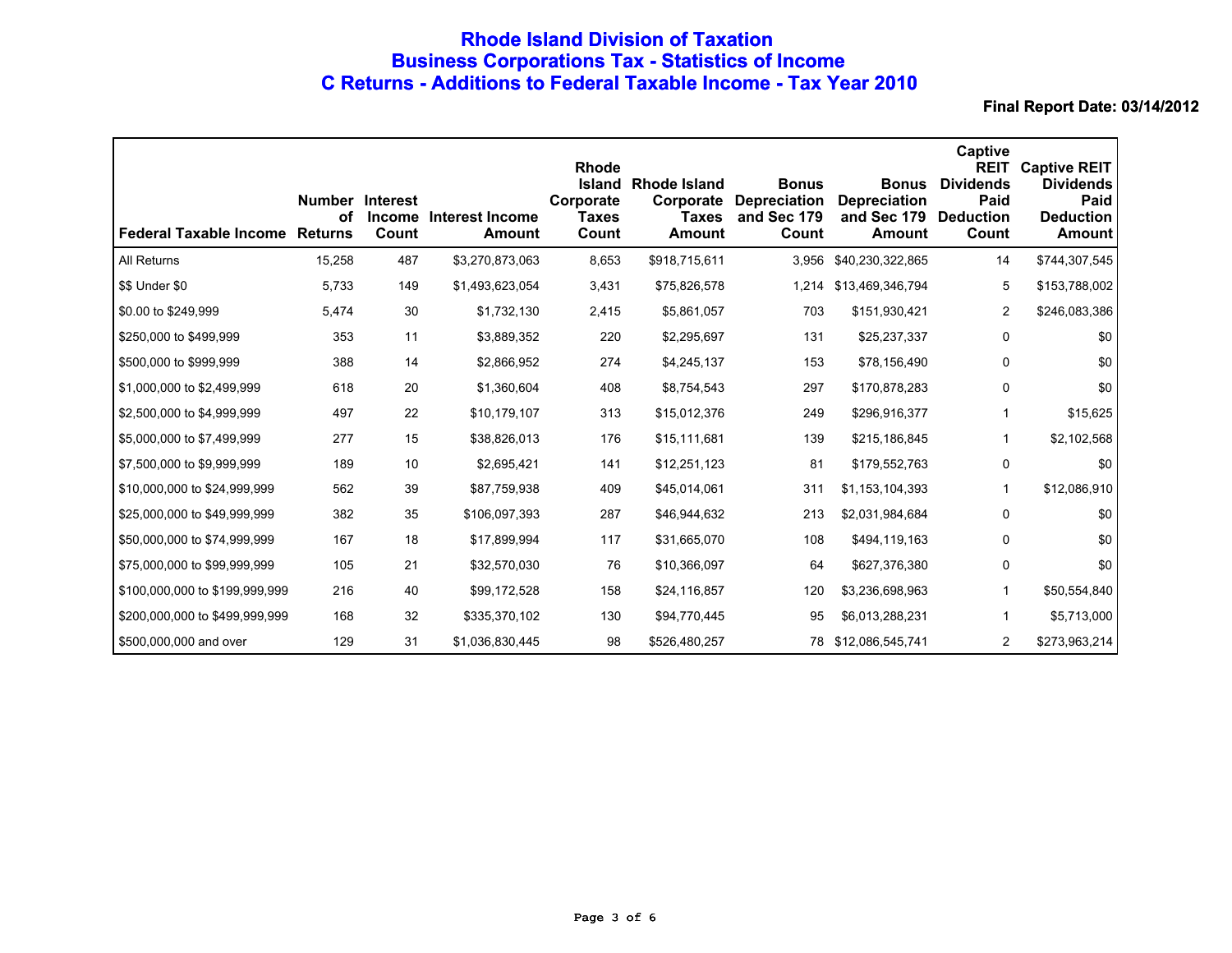# Rhode Island Division of Taxation
## Business Corporations Tax - Statistics of Income
## C Returns - Additions to Federal Taxable Income - Tax Year 2010

**Final Report Date: 03/14/2012**

| Federal Taxable Income | Number of Returns | Interest Income Count | Interest Income Amount | Rhode Island Corporate Taxes Count | Rhode Island Corporate Taxes Amount | Bonus Depreciation and Sec 179 Count | Bonus Depreciation and Sec 179 Amount | Captive REIT Dividends Paid Deduction Count | Captive REIT Dividends Paid Deduction Amount |
|---|---|---|---|---|---|---|---|---|---|
| All Returns | 15,258 | 487 | $3,270,873,063 | 8,653 | $918,715,611 | 3,956 | $40,230,322,865 | 14 | $744,307,545 |
| $$ Under $0 | 5,733 | 149 | $1,493,623,054 | 3,431 | $75,826,578 | 1,214 | $13,469,346,794 | 5 | $153,788,002 |
| $0.00 to $249,999 | 5,474 | 30 | $1,732,130 | 2,415 | $5,861,057 | 703 | $151,930,421 | 2 | $246,083,386 |
| $250,000 to $499,999 | 353 | 11 | $3,889,352 | 220 | $2,295,697 | 131 | $25,237,337 | 0 | $0 |
| $500,000 to $999,999 | 388 | 14 | $2,866,952 | 274 | $4,245,137 | 153 | $78,156,490 | 0 | $0 |
| $1,000,000 to $2,499,999 | 618 | 20 | $1,360,604 | 408 | $8,754,543 | 297 | $170,878,283 | 0 | $0 |
| $2,500,000 to $4,999,999 | 497 | 22 | $10,179,107 | 313 | $15,012,376 | 249 | $296,916,377 | 1 | $15,625 |
| $5,000,000 to $7,499,999 | 277 | 15 | $38,826,013 | 176 | $15,111,681 | 139 | $215,186,845 | 1 | $2,102,568 |
| $7,500,000 to $9,999,999 | 189 | 10 | $2,695,421 | 141 | $12,251,123 | 81 | $179,552,763 | 0 | $0 |
| $10,000,000 to $24,999,999 | 562 | 39 | $87,759,938 | 409 | $45,014,061 | 311 | $1,153,104,393 | 1 | $12,086,910 |
| $25,000,000 to $49,999,999 | 382 | 35 | $106,097,393 | 287 | $46,944,632 | 213 | $2,031,984,684 | 0 | $0 |
| $50,000,000 to $74,999,999 | 167 | 18 | $17,899,994 | 117 | $31,665,070 | 108 | $494,119,163 | 0 | $0 |
| $75,000,000 to $99,999,999 | 105 | 21 | $32,570,030 | 76 | $10,366,097 | 64 | $627,376,380 | 0 | $0 |
| $100,000,000 to $199,999,999 | 216 | 40 | $99,172,528 | 158 | $24,116,857 | 120 | $3,236,698,963 | 1 | $50,554,840 |
| $200,000,000 to $499,999,999 | 168 | 32 | $335,370,102 | 130 | $94,770,445 | 95 | $6,013,288,231 | 1 | $5,713,000 |
| $500,000,000 and over | 129 | 31 | $1,036,830,445 | 98 | $526,480,257 | 78 | $12,086,545,741 | 2 | $273,963,214 |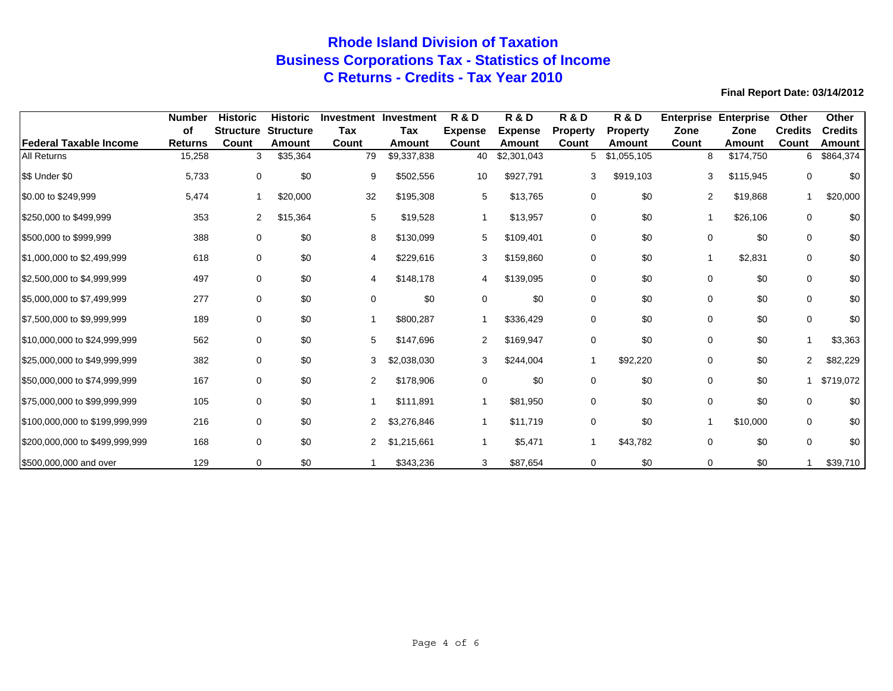# Rhode Island Division of Taxation
## Business Corporations Tax - Statistics of Income
## C Returns - Credits - Tax Year 2010

**Final Report Date: 03/14/2012**

| Federal Taxable Income | Number of Returns | Historic Structure Count | Historic Structure Amount | Investment Tax Count | Investment Tax Amount | R & D Expense Count | R & D Expense Amount | R & D Property Count | R & D Property Amount | Enterprise Zone Count | Enterprise Zone Amount | Other Credits Count | Other Credits Amount |
|---|---|---|---|---|---|---|---|---|---|---|---|---|---|
| All Returns | 15,258 | 3 | $35,364 | 79 | $9,337,838 | 40 | $2,301,043 | 5 | $1,055,105 | 8 | $174,750 | 6 | $864,374 |
| $$ Under $0 | 5,733 | 0 | $0 | 9 | $502,556 | 10 | $927,791 | 3 | $919,103 | 3 | $115,945 | 0 | $0 |
| $0.00 to $249,999 | 5,474 | 1 | $20,000 | 32 | $195,308 | 5 | $13,765 | 0 | $0 | 2 | $19,868 | 1 | $20,000 |
| $250,000 to $499,999 | 353 | 2 | $15,364 | 5 | $19,528 | 1 | $13,957 | 0 | $0 | 1 | $26,106 | 0 | $0 |
| $500,000 to $999,999 | 388 | 0 | $0 | 8 | $130,099 | 5 | $109,401 | 0 | $0 | 0 | $0 | 0 | $0 |
| $1,000,000 to $2,499,999 | 618 | 0 | $0 | 4 | $229,616 | 3 | $159,860 | 0 | $0 | 1 | $2,831 | 0 | $0 |
| $2,500,000 to $4,999,999 | 497 | 0 | $0 | 4 | $148,178 | 4 | $139,095 | 0 | $0 | 0 | $0 | 0 | $0 |
| $5,000,000 to $7,499,999 | 277 | 0 | $0 | 0 | $0 | 0 | $0 | 0 | $0 | 0 | $0 | 0 | $0 |
| $7,500,000 to $9,999,999 | 189 | 0 | $0 | 1 | $800,287 | 1 | $336,429 | 0 | $0 | 0 | $0 | 0 | $0 |
| $10,000,000 to $24,999,999 | 562 | 0 | $0 | 5 | $147,696 | 2 | $169,947 | 0 | $0 | 0 | $0 | 1 | $3,363 |
| $25,000,000 to $49,999,999 | 382 | 0 | $0 | 3 | $2,038,030 | 3 | $244,004 | 1 | $92,220 | 0 | $0 | 2 | $82,229 |
| $50,000,000 to $74,999,999 | 167 | 0 | $0 | 2 | $178,906 | 0 | $0 | 0 | $0 | 0 | $0 | 1 | $719,072 |
| $75,000,000 to $99,999,999 | 105 | 0 | $0 | 1 | $111,891 | 1 | $81,950 | 0 | $0 | 0 | $0 | 0 | $0 |
| $100,000,000 to $199,999,999 | 216 | 0 | $0 | 2 | $3,276,846 | 1 | $11,719 | 0 | $0 | 1 | $10,000 | 0 | $0 |
| $200,000,000 to $499,999,999 | 168 | 0 | $0 | 2 | $1,215,661 | 1 | $5,471 | 1 | $43,782 | 0 | $0 | 0 | $0 |
| $500,000,000 and over | 129 | 0 | $0 | 1 | $343,236 | 3 | $87,654 | 0 | $0 | 0 | $0 | 1 | $39,710 |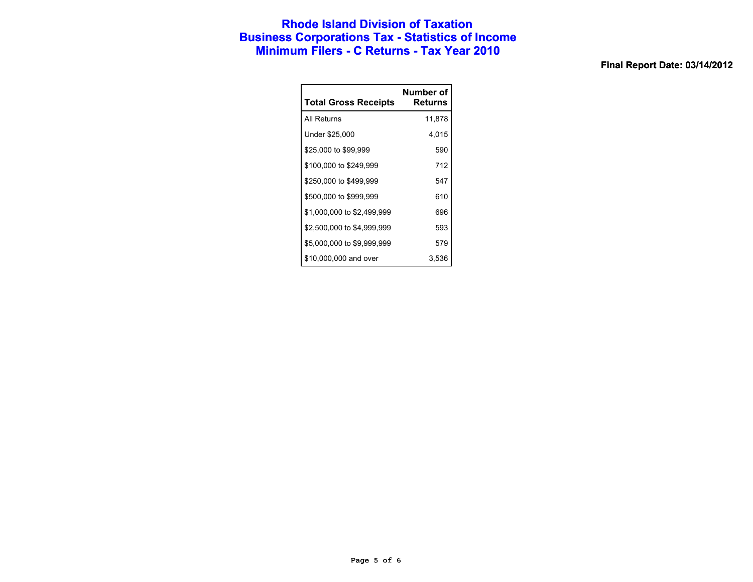# Rhode Island Division of Taxation
## Business Corporations Tax - Statistics of Income
## Minimum Filers - C Returns - Tax Year 2010

**Final Report Date: 03/14/2012**

| Total Gross Receipts | Number of Returns |
|---|---|
| All Returns | 11,878 |
| Under $25,000 | 4,015 |
| $25,000 to $99,999 | 590 |
| $100,000 to $249,999 | 712 |
| $250,000 to $499,999 | 547 |
| $500,000 to $999,999 | 610 |
| $1,000,000 to $2,499,999 | 696 |
| $2,500,000 to $4,999,999 | 593 |
| $5,000,000 to $9,999,999 | 579 |
| $10,000,000 and over | 3,536 |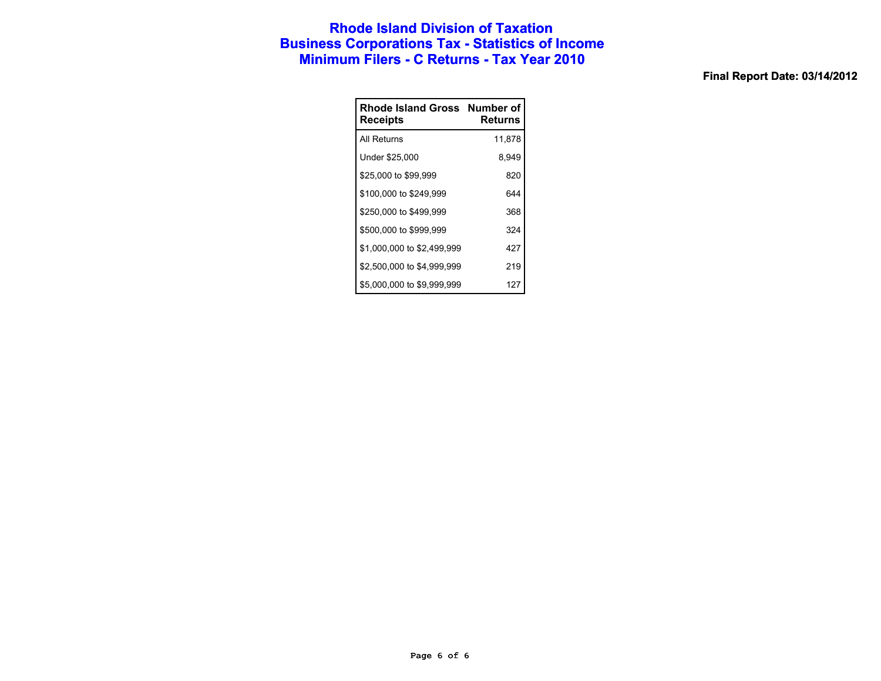# Rhode Island Division of Taxation
# Business Corporations Tax - Statistics of Income
# Minimum Filers - C Returns - Tax Year 2010

**Final Report Date: 03/14/2012**

| Rhode Island Gross Receipts | Number of Returns |
|---|---|
| All Returns | 11,878 |
| Under $25,000 | 8,949 |
| $25,000 to $99,999 | 820 |
| $100,000 to $249,999 | 644 |
| $250,000 to $499,999 | 368 |
| $500,000 to $999,999 | 324 |
| $1,000,000 to $2,499,999 | 427 |
| $2,500,000 to $4,999,999 | 219 |
| $5,000,000 to $9,999,999 | 127 |